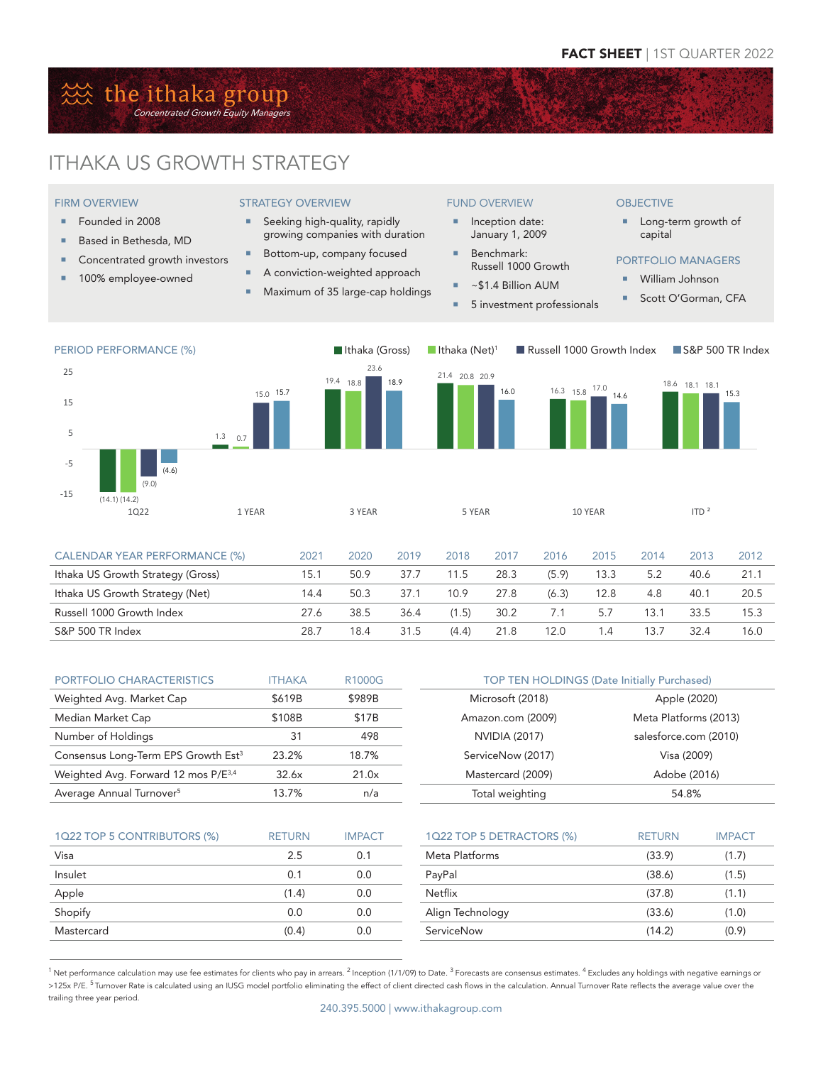FACT SHEET | 1ST QUARTER 2022

# the ithaka group

*Concentrated Growth Equity Managers*

## ITHAKA US GROWTH STRATEGY

### FIRM OVERVIEW

- Founded in 2008
- Based in Bethesda, MD
- Concentrated growth investors
- 100% employee-owned

### STRATEGY OVERVIEW

- Seeking high-quality, rapidly growing companies with duration
- Bottom-up, company focused
- A conviction-weighted approach
- Maximum of 35 large-cap holdings

### FUND OVERVIEW

- Inception date: January 1, 2009
- Benchmark: Russell 1000 Growth
- ~$1.4 Billion AUM
- 5 investment professionals

### OBJECTIVE

- Long-term growth of capital

### PORTFOLIO MANAGERS

- William Johnson
- Scott O'Gorman, CFA

### PERIOD PERFORMANCE (%)

| | Ithaka (Gross) | Ithaka (Net)[1] | Russell 1000 Growth Index | S&P 500 TR Index |
|---|---|---|---|---|
| 1Q22 | (14.1) | (14.2) | (9.0) | (4.6) |
| 1 YEAR | 1.3 | 0.7 | 15.0 | 15.7 |
| 3 YEAR | 19.4 | 18.8 | 23.6 | 18.9 |
| 5 YEAR | 21.4 | 20.8 | 20.9 | 16.0 |
| 10 YEAR | 16.3 | 15.8 | 17.0 | 14.6 |
| ITD [2] | 18.6 | 18.1 | 18.1 | 15.3 |

### CALENDAR YEAR PERFORMANCE (%)

| | 2021 | 2020 | 2019 | 2018 | 2017 | 2016 | 2015 | 2014 | 2013 | 2012 |
|---|---|---|---|---|---|---|---|---|---|---|
| Ithaka US Growth Strategy (Gross) | 15.1 | 50.9 | 37.7 | 11.5 | 28.3 | (5.9) | 13.3 | 5.2 | 40.6 | 21.1 |
| Ithaka US Growth Strategy (Net) | 14.4 | 50.3 | 37.1 | 10.9 | 27.8 | (6.3) | 12.8 | 4.8 | 40.1 | 20.5 |
| Russell 1000 Growth Index | 27.6 | 38.5 | 36.4 | (1.5) | 30.2 | 7.1 | 5.7 | 13.1 | 33.5 | 15.3 |
| S&P 500 TR Index | 28.7 | 18.4 | 31.5 | (4.4) | 21.8 | 12.0 | 1.4 | 13.7 | 32.4 | 16.0 |

### PORTFOLIO CHARACTERISTICS

| PORTFOLIO CHARACTERISTICS | ITHAKA | R1000G |
|---|---|---|
| Weighted Avg. Market Cap | $619B | $989B |
| Median Market Cap | $108B | $17B |
| Number of Holdings | 31 | 498 |
| Consensus Long-Term EPS Growth Est[3] | 23.2% | 18.7% |
| Weighted Avg. Forward 12 mos P/E[3,4] | 32.6x | 21.0x |
| Average Annual Turnover[5] | 13.7% | n/a |

### TOP TEN HOLDINGS (Date Initially Purchased)

| | |
|---|---|
| Microsoft (2018) | Apple (2020) |
| Amazon.com (2009) | Meta Platforms (2013) |
| NVIDIA (2017) | salesforce.com (2010) |
| ServiceNow (2017) | Visa (2009) |
| Mastercard (2009) | Adobe (2016) |
| Total weighting | 54.8% |

### 1Q22 TOP 5 CONTRIBUTORS (%)

| 1Q22 TOP 5 CONTRIBUTORS (%) | RETURN | IMPACT |
|---|---|---|
| Visa | 2.5 | 0.1 |
| Insulet | 0.1 | 0.0 |
| Apple | (1.4) | 0.0 |
| Shopify | 0.0 | 0.0 |
| Mastercard | (0.4) | 0.0 |

### 1Q22 TOP 5 DETRACTORS (%)

| 1Q22 TOP 5 DETRACTORS (%) | RETURN | IMPACT |
|---|---|---|
| Meta Platforms | (33.9) | (1.7) |
| PayPal | (38.6) | (1.5) |
| Netflix | (37.8) | (1.1) |
| Align Technology | (33.6) | (1.0) |
| ServiceNow | (14.2) | (0.9) |

[1] Net performance calculation may use fee estimates for clients who pay in arrears. [2] Inception (1/1/09) to Date. [3] Forecasts are consensus estimates. [4] Excludes any holdings with negative earnings or >125x P/E. [5] Turnover Rate is calculated using an IUSG model portfolio eliminating the effect of client directed cash flows in the calculation. Annual Turnover Rate reflects the average value over the trailing three year period.

240.395.5000 | www.ithakagroup.com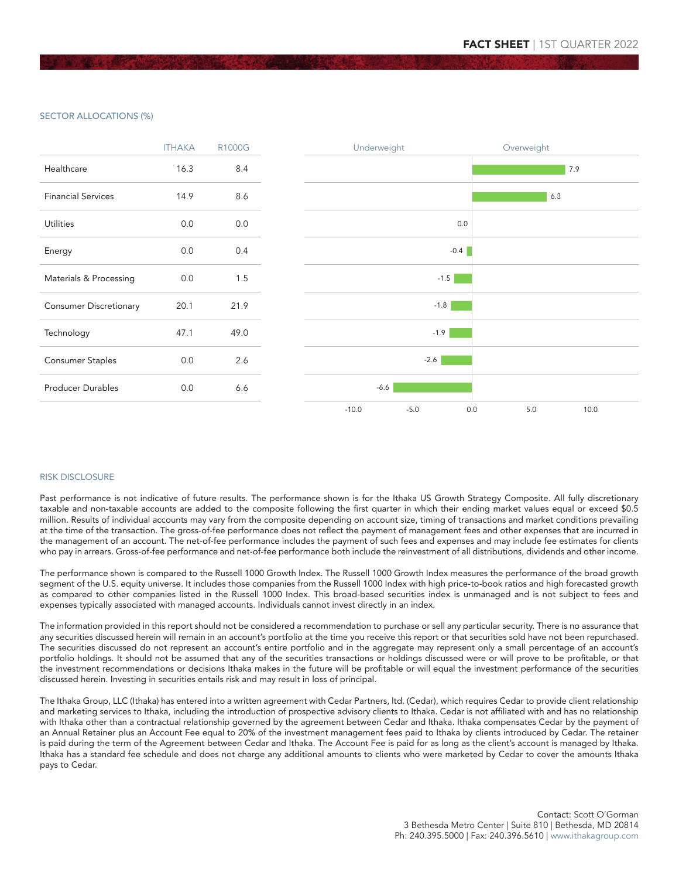## SECTOR ALLOCATIONS (%)

| | ITHAKA | R1000G |
|---|---|---|
| Healthcare | 16.3 | 8.4 |
| Financial Services | 14.9 | 8.6 |
| Utilities | 0.0 | 0.0 |
| Energy | 0.0 | 0.4 |
| Materials & Processing | 0.0 | 1.5 |
| Consumer Discretionary | 20.1 | 21.9 |
| Technology | 47.1 | 49.0 |
| Consumer Staples | 0.0 | 2.6 |
| Producer Durables | 0.0 | 6.6 |

Underweight
Overweight
7.9
6.3
0.0
-0.4
-1.5
-1.8
-1.9
-2.6
-6.6
-10.0
-5.0
0.0
5.0
10.0

## RISK DISCLOSURE

Past performance is not indicative of future results. The performance shown is for the Ithaka US Growth Strategy Composite. All fully discretionary taxable and non-taxable accounts are added to the composite following the first quarter in which their ending market values equal or exceed $0.5 million. Results of individual accounts may vary from the composite depending on account size, timing of transactions and market conditions prevailing at the time of the transaction. The gross-of-fee performance does not reflect the payment of management fees and other expenses that are incurred in the management of an account. The net-of-fee performance includes the payment of such fees and expenses and may include fee estimates for clients who pay in arrears. Gross-of-fee performance and net-of-fee performance both include the reinvestment of all distributions, dividends and other income.

The performance shown is compared to the Russell 1000 Growth Index. The Russell 1000 Growth Index measures the performance of the broad growth segment of the U.S. equity universe. It includes those companies from the Russell 1000 Index with high price-to-book ratios and high forecasted growth as compared to other companies listed in the Russell 1000 Index. This broad-based securities index is unmanaged and is not subject to fees and expenses typically associated with managed accounts. Individuals cannot invest directly in an index.

The information provided in this report should not be considered a recommendation to purchase or sell any particular security. There is no assurance that any securities discussed herein will remain in an account's portfolio at the time you receive this report or that securities sold have not been repurchased. The securities discussed do not represent an account's entire portfolio and in the aggregate may represent only a small percentage of an account's portfolio holdings. It should not be assumed that any of the securities transactions or holdings discussed were or will prove to be profitable, or that the investment recommendations or decisions Ithaka makes in the future will be profitable or will equal the investment performance of the securities discussed herein. Investing in securities entails risk and may result in loss of principal.

The Ithaka Group, LLC (Ithaka) has entered into a written agreement with Cedar Partners, ltd. (Cedar), which requires Cedar to provide client relationship and marketing services to Ithaka, including the introduction of prospective advisory clients to Ithaka. Cedar is not affiliated with and has no relationship with Ithaka other than a contractual relationship governed by the agreement between Cedar and Ithaka. Ithaka compensates Cedar by the payment of an Annual Retainer plus an Account Fee equal to 20% of the investment management fees paid to Ithaka by clients introduced by Cedar. The retainer is paid during the term of the Agreement between Cedar and Ithaka. The Account Fee is paid for as long as the client's account is managed by Ithaka. Ithaka has a standard fee schedule and does not charge any additional amounts to clients who were marketed by Cedar to cover the amounts Ithaka pays to Cedar.

Contact: Scott O'Gorman
3 Bethesda Metro Center | Suite 810 | Bethesda, MD 20814
Ph: 240.395.5000 | Fax: 240.396.5610 | www.ithakagroup.com